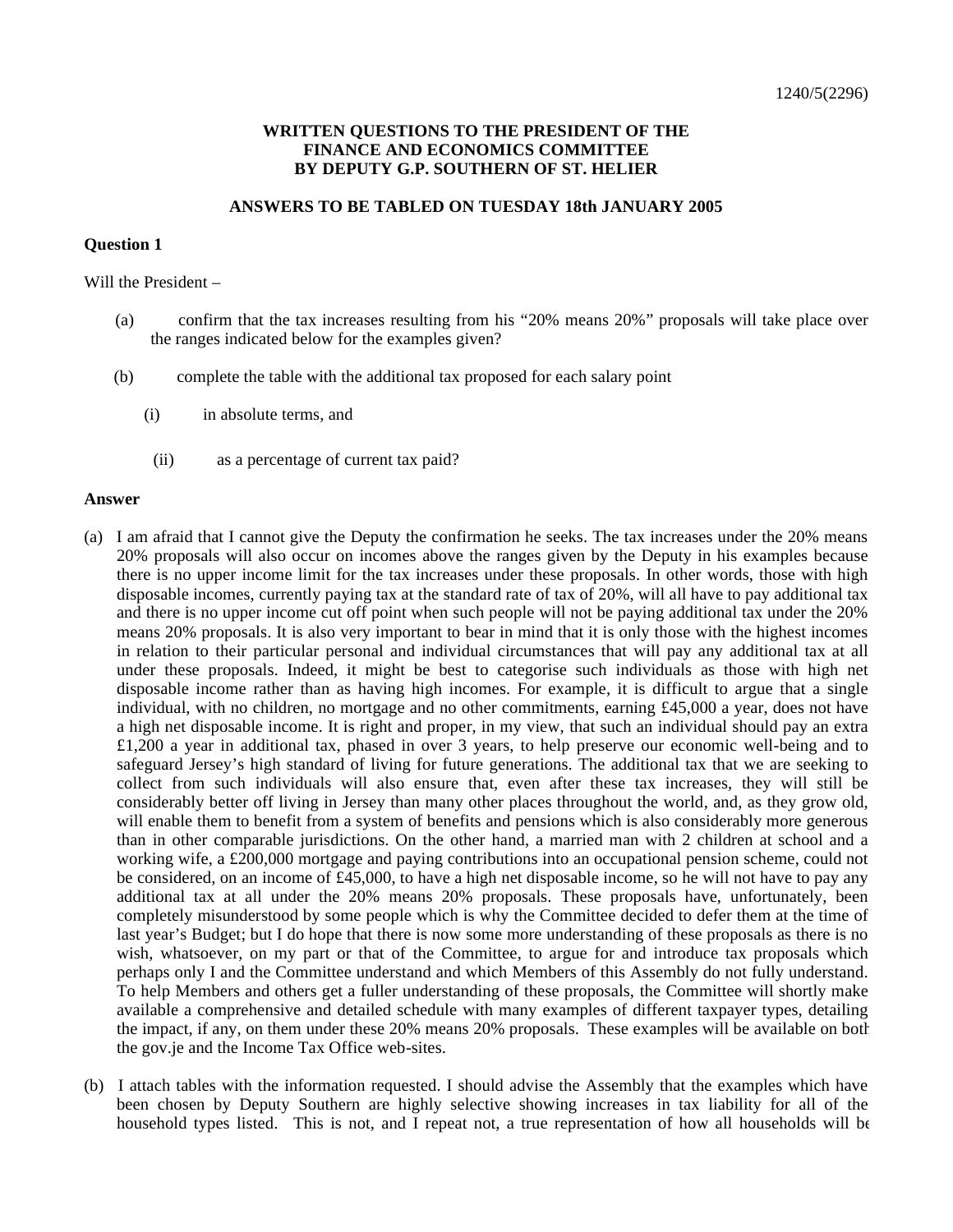1240/5(2296)

**WRITTEN QUESTIONS TO THE PRESIDENT OF THE FINANCE AND ECONOMICS COMMITTEE BY DEPUTY G.P. SOUTHERN OF ST. HELIER**

**ANSWERS TO BE TABLED ON TUESDAY 18th JANUARY 2005**

**Question 1**

Will the President –

(a) confirm that the tax increases resulting from his "20% means 20%" proposals will take place over the ranges indicated below for the examples given?

(b) complete the table with the additional tax proposed for each salary point

(i) in absolute terms, and

(ii) as a percentage of current tax paid?

**Answer**

(a) I am afraid that I cannot give the Deputy the confirmation he seeks. The tax increases under the 20% means 20% proposals will also occur on incomes above the ranges given by the Deputy in his examples because there is no upper income limit for the tax increases under these proposals. In other words, those with high disposable incomes, currently paying tax at the standard rate of tax of 20%, will all have to pay additional tax and there is no upper income cut off point when such people will not be paying additional tax under the 20% means 20% proposals. It is also very important to bear in mind that it is only those with the highest incomes in relation to their particular personal and individual circumstances that will pay any additional tax at all under these proposals. Indeed, it might be best to categorise such individuals as those with high net disposable income rather than as having high incomes. For example, it is difficult to argue that a single individual, with no children, no mortgage and no other commitments, earning £45,000 a year, does not have a high net disposable income. It is right and proper, in my view, that such an individual should pay an extra £1,200 a year in additional tax, phased in over 3 years, to help preserve our economic well-being and to safeguard Jersey's high standard of living for future generations. The additional tax that we are seeking to collect from such individuals will also ensure that, even after these tax increases, they will still be considerably better off living in Jersey than many other places throughout the world, and, as they grow old, will enable them to benefit from a system of benefits and pensions which is also considerably more generous than in other comparable jurisdictions. On the other hand, a married man with 2 children at school and a working wife, a £200,000 mortgage and paying contributions into an occupational pension scheme, could not be considered, on an income of £45,000, to have a high net disposable income, so he will not have to pay any additional tax at all under the 20% means 20% proposals. These proposals have, unfortunately, been completely misunderstood by some people which is why the Committee decided to defer them at the time of last year's Budget; but I do hope that there is now some more understanding of these proposals as there is no wish, whatsoever, on my part or that of the Committee, to argue for and introduce tax proposals which perhaps only I and the Committee understand and which Members of this Assembly do not fully understand. To help Members and others get a fuller understanding of these proposals, the Committee will shortly make available a comprehensive and detailed schedule with many examples of different taxpayer types, detailing the impact, if any, on them under these 20% means 20% proposals. These examples will be available on both the gov.je and the Income Tax Office web-sites.

(b) I attach tables with the information requested. I should advise the Assembly that the examples which have been chosen by Deputy Southern are highly selective showing increases in tax liability for all of the household types listed. This is not, and I repeat not, a true representation of how all households will be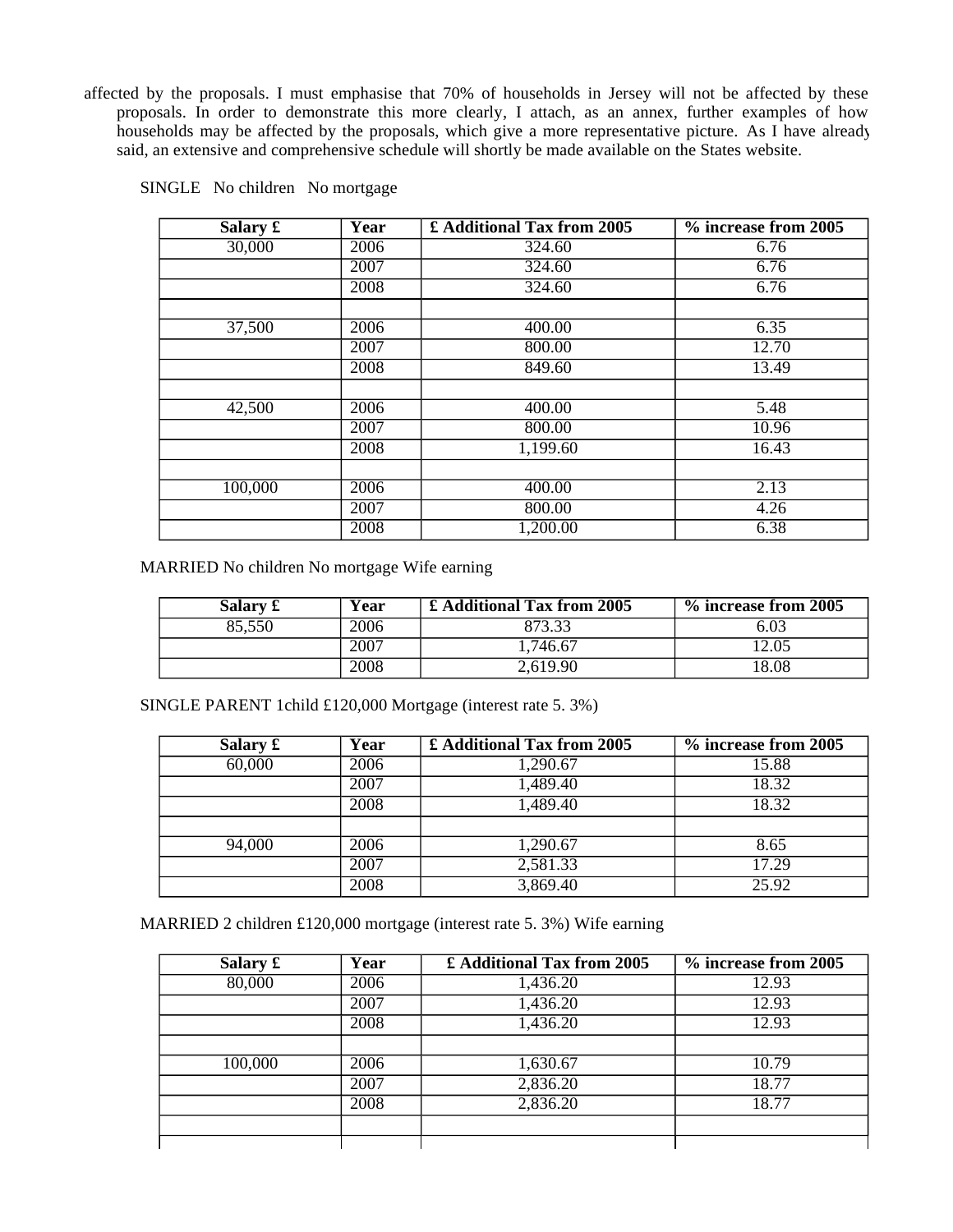affected by the proposals. I must emphasise that 70% of households in Jersey will not be affected by these proposals. In order to demonstrate this more clearly, I attach, as an annex, further examples of how households may be affected by the proposals, which give a more representative picture. As I have already said, an extensive and comprehensive schedule will shortly be made available on the States website.

SINGLE No children No mortgage

| Salary £ | Year | £ Additional Tax from 2005 | % increase from 2005 |
|---|---|---|---|
| 30,000 | 2006 | 324.60 | 6.76 |
| | 2007 | 324.60 | 6.76 |
| | 2008 | 324.60 | 6.76 |
| | | | |
| 37,500 | 2006 | 400.00 | 6.35 |
| | 2007 | 800.00 | 12.70 |
| | 2008 | 849.60 | 13.49 |
| | | | |
| 42,500 | 2006 | 400.00 | 5.48 |
| | 2007 | 800.00 | 10.96 |
| | 2008 | 1,199.60 | 16.43 |
| | | | |
| 100,000 | 2006 | 400.00 | 2.13 |
| | 2007 | 800.00 | 4.26 |
| | 2008 | 1,200.00 | 6.38 |

MARRIED No children No mortgage Wife earning

| Salary £ | Year | £ Additional Tax from 2005 | % increase from 2005 |
|---|---|---|---|
| 85,550 | 2006 | 873.33 | 6.03 |
| | 2007 | 1,746.67 | 12.05 |
| | 2008 | 2,619.90 | 18.08 |

SINGLE PARENT 1child £120,000 Mortgage (interest rate 5. 3%)

| Salary £ | Year | £ Additional Tax from 2005 | % increase from 2005 |
|---|---|---|---|
| 60,000 | 2006 | 1,290.67 | 15.88 |
| | 2007 | 1,489.40 | 18.32 |
| | 2008 | 1,489.40 | 18.32 |
| | | | |
| 94,000 | 2006 | 1,290.67 | 8.65 |
| | 2007 | 2,581.33 | 17.29 |
| | 2008 | 3,869.40 | 25.92 |

MARRIED 2 children £120,000 mortgage (interest rate 5. 3%) Wife earning

| Salary £ | Year | £ Additional Tax from 2005 | % increase from 2005 |
|---|---|---|---|
| 80,000 | 2006 | 1,436.20 | 12.93 |
| | 2007 | 1,436.20 | 12.93 |
| | 2008 | 1,436.20 | 12.93 |
| | | | |
| 100,000 | 2006 | 1,630.67 | 10.79 |
| | 2007 | 2,836.20 | 18.77 |
| | 2008 | 2,836.20 | 18.77 |
| | | | |
| | | | |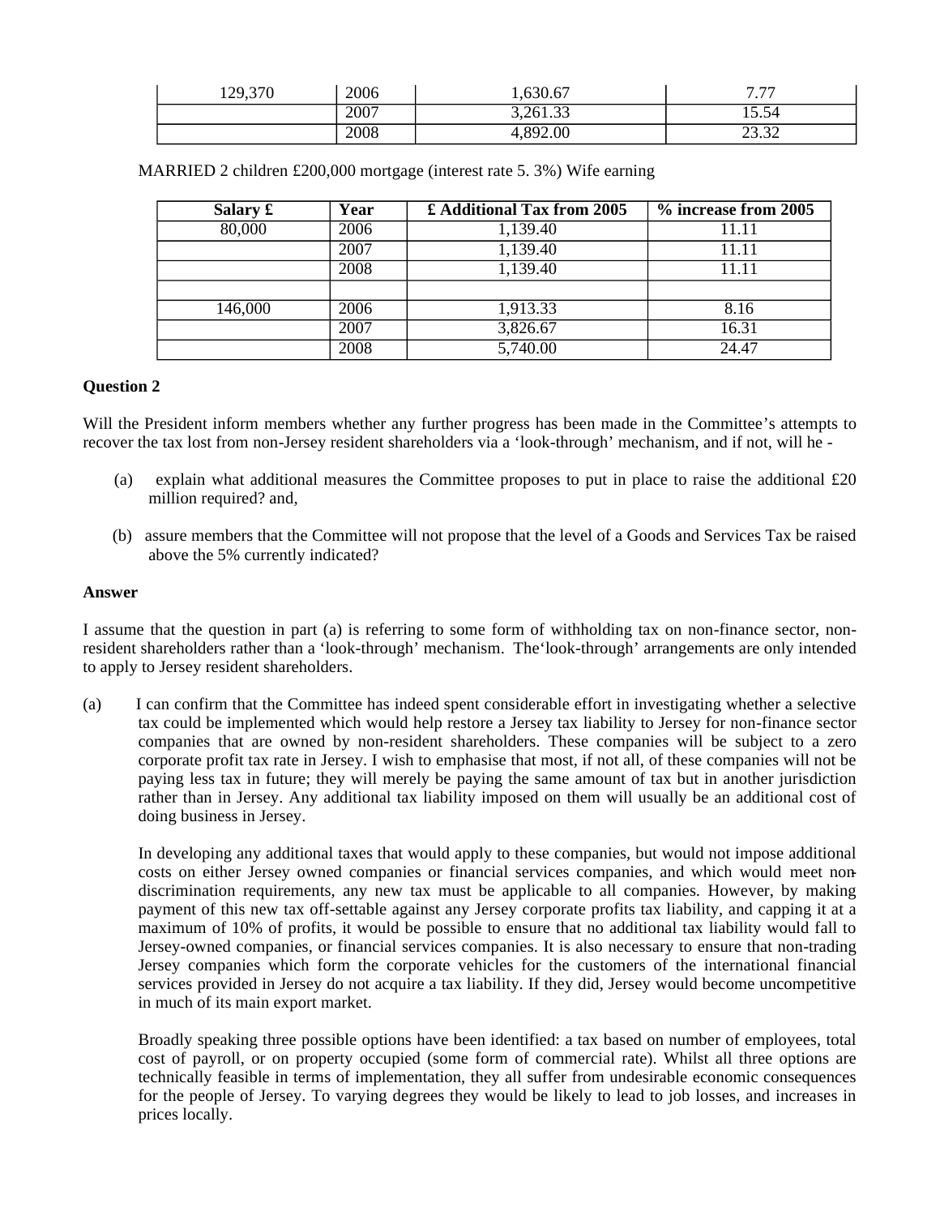| 129,370 | 2006 | 1,630.67 | 7.77 |
| --- | --- | --- | --- |
| | 2007 | 3,261.33 | 15.54 |
| | 2008 | 4,892.00 | 23.32 |

MARRIED 2 children £200,000 mortgage (interest rate 5. 3%) Wife earning

| Salary £ | Year | £ Additional Tax from 2005 | % increase from 2005 |
| --- | --- | --- | --- |
| 80,000 | 2006 | 1,139.40 | 11.11 |
| | 2007 | 1,139.40 | 11.11 |
| | 2008 | 1,139.40 | 11.11 |
| | | | |
| 146,000 | 2006 | 1,913.33 | 8.16 |
| | 2007 | 3,826.67 | 16.31 |
| | 2008 | 5,740.00 | 24.47 |

**Question 2**

Will the President inform members whether any further progress has been made in the Committee's attempts to recover the tax lost from non-Jersey resident shareholders via a 'look-through' mechanism, and if not, will he -

(a) explain what additional measures the Committee proposes to put in place to raise the additional £20 million required? and,

(b) assure members that the Committee will not propose that the level of a Goods and Services Tax be raised above the 5% currently indicated?

**Answer**

I assume that the question in part (a) is referring to some form of withholding tax on non-finance sector, non-resident shareholders rather than a 'look-through' mechanism. The'look-through' arrangements are only intended to apply to Jersey resident shareholders.

(a) I can confirm that the Committee has indeed spent considerable effort in investigating whether a selective tax could be implemented which would help restore a Jersey tax liability to Jersey for non-finance sector companies that are owned by non-resident shareholders. These companies will be subject to a zero corporate profit tax rate in Jersey. I wish to emphasise that most, if not all, of these companies will not be paying less tax in future; they will merely be paying the same amount of tax but in another jurisdiction rather than in Jersey. Any additional tax liability imposed on them will usually be an additional cost of doing business in Jersey.

In developing any additional taxes that would apply to these companies, but would not impose additional costs on either Jersey owned companies or financial services companies, and which would meet non-discrimination requirements, any new tax must be applicable to all companies. However, by making payment of this new tax off-settable against any Jersey corporate profits tax liability, and capping it at a maximum of 10% of profits, it would be possible to ensure that no additional tax liability would fall to Jersey-owned companies, or financial services companies. It is also necessary to ensure that non-trading Jersey companies which form the corporate vehicles for the customers of the international financial services provided in Jersey do not acquire a tax liability. If they did, Jersey would become uncompetitive in much of its main export market.

Broadly speaking three possible options have been identified: a tax based on number of employees, total cost of payroll, or on property occupied (some form of commercial rate). Whilst all three options are technically feasible in terms of implementation, they all suffer from undesirable economic consequences for the people of Jersey. To varying degrees they would be likely to lead to job losses, and increases in prices locally.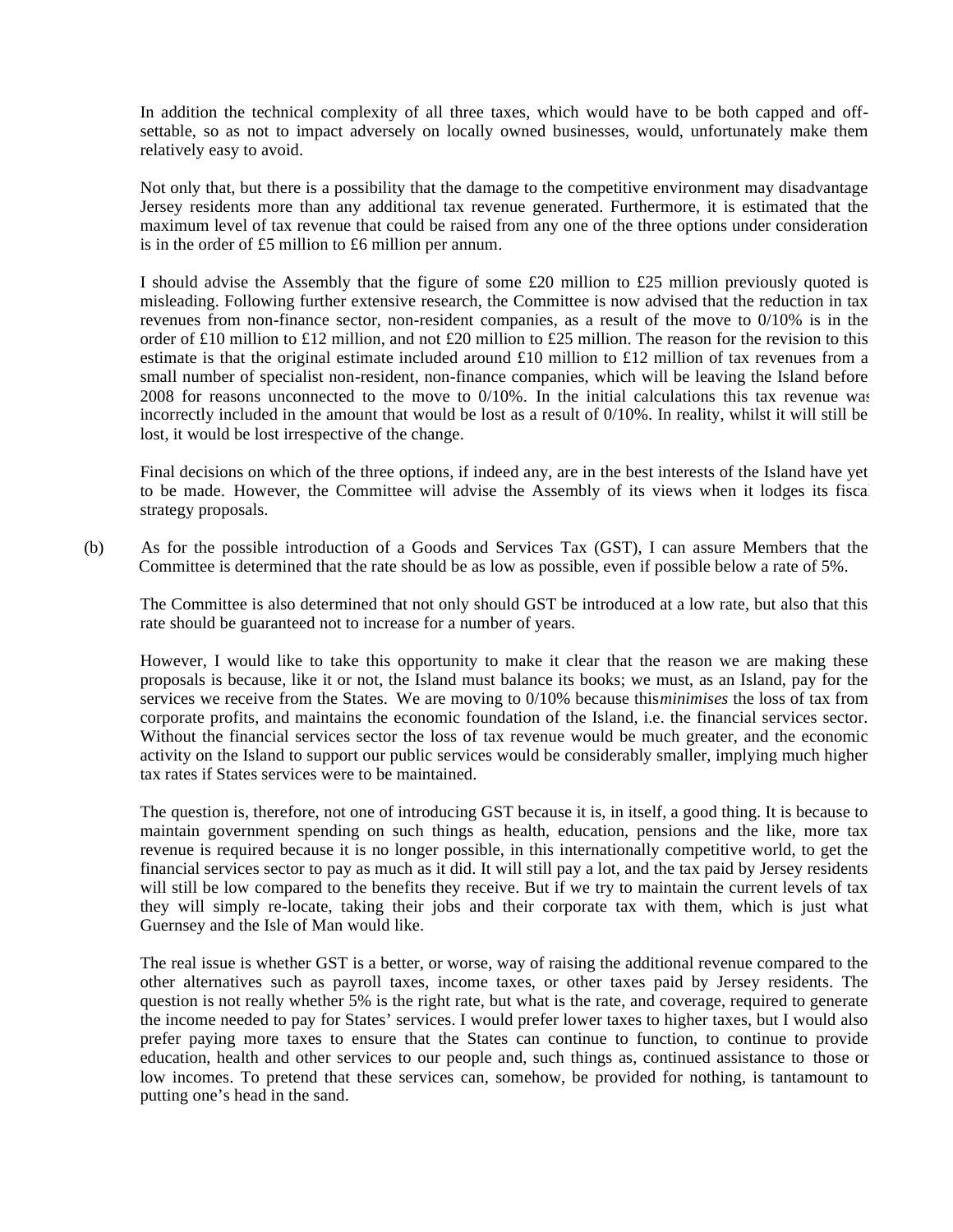In addition the technical complexity of all three taxes, which would have to be both capped and off-settable, so as not to impact adversely on locally owned businesses, would, unfortunately make them relatively easy to avoid.

Not only that, but there is a possibility that the damage to the competitive environment may disadvantage Jersey residents more than any additional tax revenue generated. Furthermore, it is estimated that the maximum level of tax revenue that could be raised from any one of the three options under consideration is in the order of £5 million to £6 million per annum.

I should advise the Assembly that the figure of some £20 million to £25 million previously quoted is misleading. Following further extensive research, the Committee is now advised that the reduction in tax revenues from non-finance sector, non-resident companies, as a result of the move to 0/10% is in the order of £10 million to £12 million, and not £20 million to £25 million. The reason for the revision to this estimate is that the original estimate included around £10 million to £12 million of tax revenues from a small number of specialist non-resident, non-finance companies, which will be leaving the Island before 2008 for reasons unconnected to the move to 0/10%. In the initial calculations this tax revenue was incorrectly included in the amount that would be lost as a result of 0/10%. In reality, whilst it will still be lost, it would be lost irrespective of the change.

Final decisions on which of the three options, if indeed any, are in the best interests of the Island have yet to be made. However, the Committee will advise the Assembly of its views when it lodges its fiscal strategy proposals.

(b) As for the possible introduction of a Goods and Services Tax (GST), I can assure Members that the Committee is determined that the rate should be as low as possible, even if possible below a rate of 5%.

The Committee is also determined that not only should GST be introduced at a low rate, but also that this rate should be guaranteed not to increase for a number of years.

However, I would like to take this opportunity to make it clear that the reason we are making these proposals is because, like it or not, the Island must balance its books; we must, as an Island, pay for the services we receive from the States. We are moving to 0/10% because this *minimises* the loss of tax from corporate profits, and maintains the economic foundation of the Island, i.e. the financial services sector. Without the financial services sector the loss of tax revenue would be much greater, and the economic activity on the Island to support our public services would be considerably smaller, implying much higher tax rates if States services were to be maintained.

The question is, therefore, not one of introducing GST because it is, in itself, a good thing. It is because to maintain government spending on such things as health, education, pensions and the like, more tax revenue is required because it is no longer possible, in this internationally competitive world, to get the financial services sector to pay as much as it did. It will still pay a lot, and the tax paid by Jersey residents will still be low compared to the benefits they receive. But if we try to maintain the current levels of tax they will simply re-locate, taking their jobs and their corporate tax with them, which is just what Guernsey and the Isle of Man would like.

The real issue is whether GST is a better, or worse, way of raising the additional revenue compared to the other alternatives such as payroll taxes, income taxes, or other taxes paid by Jersey residents. The question is not really whether 5% is the right rate, but what is the rate, and coverage, required to generate the income needed to pay for States' services. I would prefer lower taxes to higher taxes, but I would also prefer paying more taxes to ensure that the States can continue to function, to continue to provide education, health and other services to our people and, such things as, continued assistance to those on low incomes. To pretend that these services can, somehow, be provided for nothing, is tantamount to putting one's head in the sand.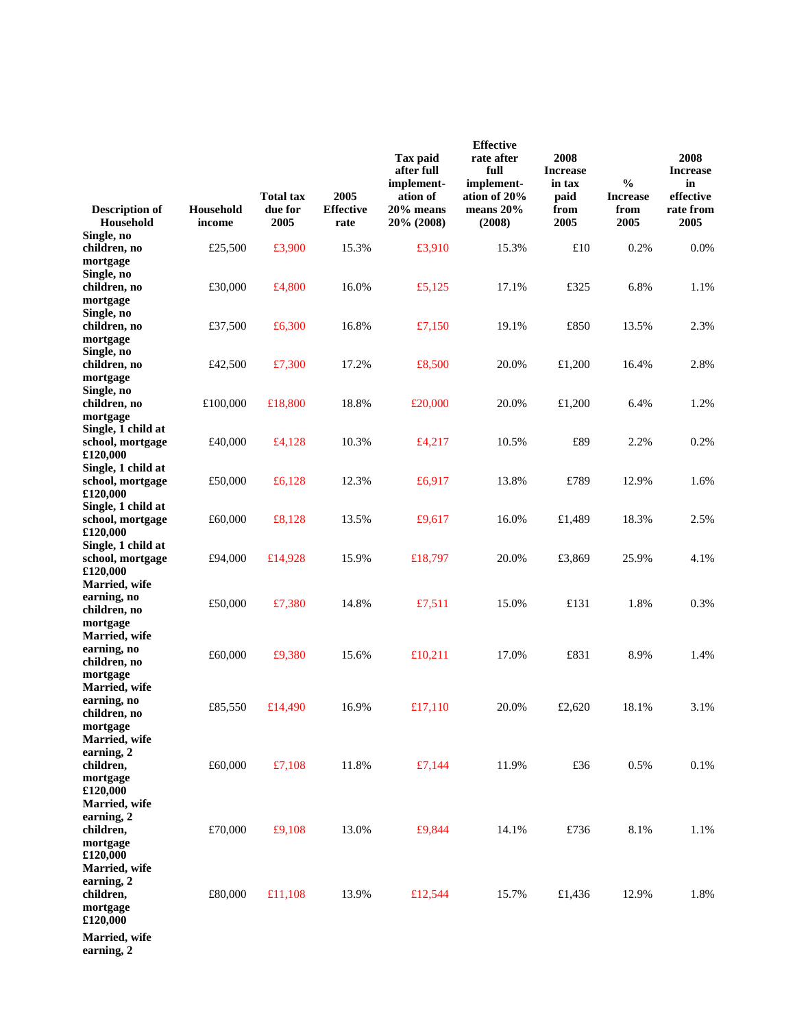| Description of Household | Household income | Total tax due for 2005 | 2005 Effective rate | Tax paid after full implement-ation of 20% means 20% (2008) | Effective rate after full implement-ation of 20% means 20% (2008) | 2008 Increase in tax paid from 2005 | % Increase from 2005 | 2008 Increase in effective rate from 2005 |
|---|---|---|---|---|---|---|---|---|
| **Single, no children, no mortgage** | £25,500 | £3,900 | 15.3% | £3,910 | 15.3% | £10 | 0.2% | 0.0% |
| **Single, no children, no mortgage** | £30,000 | £4,800 | 16.0% | £5,125 | 17.1% | £325 | 6.8% | 1.1% |
| **Single, no children, no mortgage** | £37,500 | £6,300 | 16.8% | £7,150 | 19.1% | £850 | 13.5% | 2.3% |
| **Single, no children, no mortgage** | £42,500 | £7,300 | 17.2% | £8,500 | 20.0% | £1,200 | 16.4% | 2.8% |
| **Single, no children, no mortgage** | £100,000 | £18,800 | 18.8% | £20,000 | 20.0% | £1,200 | 6.4% | 1.2% |
| **Single, 1 child at school, mortgage £120,000** | £40,000 | £4,128 | 10.3% | £4,217 | 10.5% | £89 | 2.2% | 0.2% |
| **Single, 1 child at school, mortgage £120,000** | £50,000 | £6,128 | 12.3% | £6,917 | 13.8% | £789 | 12.9% | 1.6% |
| **Single, 1 child at school, mortgage £120,000** | £60,000 | £8,128 | 13.5% | £9,617 | 16.0% | £1,489 | 18.3% | 2.5% |
| **Single, 1 child at school, mortgage £120,000** | £94,000 | £14,928 | 15.9% | £18,797 | 20.0% | £3,869 | 25.9% | 4.1% |
| **Married, wife earning, no children, no mortgage** | £50,000 | £7,380 | 14.8% | £7,511 | 15.0% | £131 | 1.8% | 0.3% |
| **Married, wife earning, no children, no mortgage** | £60,000 | £9,380 | 15.6% | £10,211 | 17.0% | £831 | 8.9% | 1.4% |
| **Married, wife earning, no children, no mortgage** | £85,550 | £14,490 | 16.9% | £17,110 | 20.0% | £2,620 | 18.1% | 3.1% |
| **Married, wife earning, 2 children, mortgage £120,000** | £60,000 | £7,108 | 11.8% | £7,144 | 11.9% | £36 | 0.5% | 0.1% |
| **Married, wife earning, 2 children, mortgage £120,000** | £70,000 | £9,108 | 13.0% | £9,844 | 14.1% | £736 | 8.1% | 1.1% |
| **Married, wife earning, 2 children, mortgage £120,000** | £80,000 | £11,108 | 13.9% | £12,544 | 15.7% | £1,436 | 12.9% | 1.8% |
| **Married, wife earning, 2** | | | | | | | | |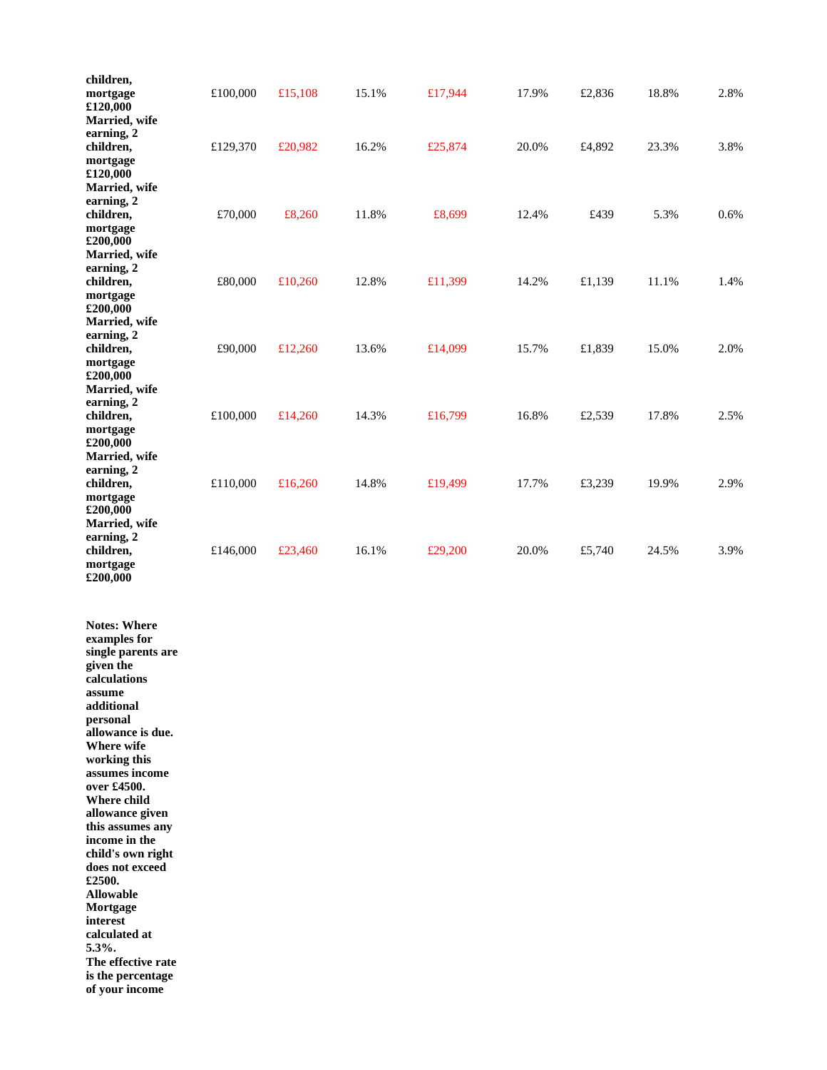| | | | | | | | | |
|---|---|---|---|---|---|---|---|---|
| **children, mortgage £120,000** | £100,000 | £15,108 | 15.1% | £17,944 | 17.9% | £2,836 | 18.8% | 2.8% |
| **Married, wife earning, 2 children, mortgage £120,000** | £129,370 | £20,982 | 16.2% | £25,874 | 20.0% | £4,892 | 23.3% | 3.8% |
| **Married, wife earning, 2 children, mortgage £200,000** | £70,000 | £8,260 | 11.8% | £8,699 | 12.4% | £439 | 5.3% | 0.6% |
| **Married, wife earning, 2 children, mortgage £200,000** | £80,000 | £10,260 | 12.8% | £11,399 | 14.2% | £1,139 | 11.1% | 1.4% |
| **Married, wife earning, 2 children, mortgage £200,000** | £90,000 | £12,260 | 13.6% | £14,099 | 15.7% | £1,839 | 15.0% | 2.0% |
| **Married, wife earning, 2 children, mortgage £200,000** | £100,000 | £14,260 | 14.3% | £16,799 | 16.8% | £2,539 | 17.8% | 2.5% |
| **Married, wife earning, 2 children, mortgage £200,000** | £110,000 | £16,260 | 14.8% | £19,499 | 17.7% | £3,239 | 19.9% | 2.9% |
| **Married, wife earning, 2 children, mortgage £200,000** | £146,000 | £23,460 | 16.1% | £29,200 | 20.0% | £5,740 | 24.5% | 3.9% |

**Notes: Where examples for single parents are given the calculations assume additional personal allowance is due.**
**Where wife working this assumes income over £4500.**
**Where child allowance given this assumes any income in the child's own right does not exceed £2500.**
**Allowable Mortgage interest calculated at 5.3%.**
**The effective rate is the percentage of your income**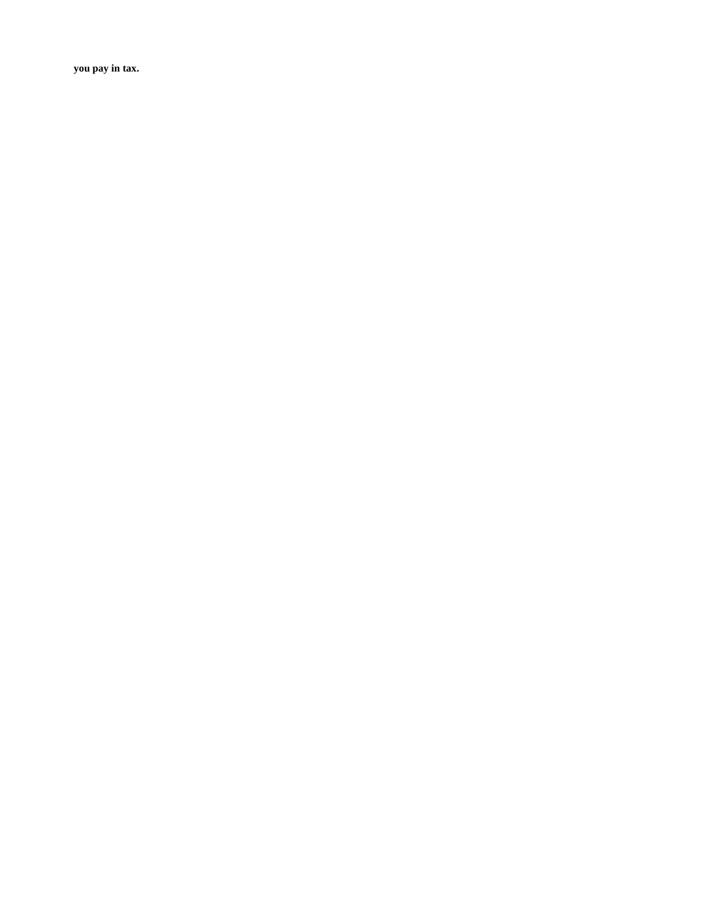**you pay in tax.**